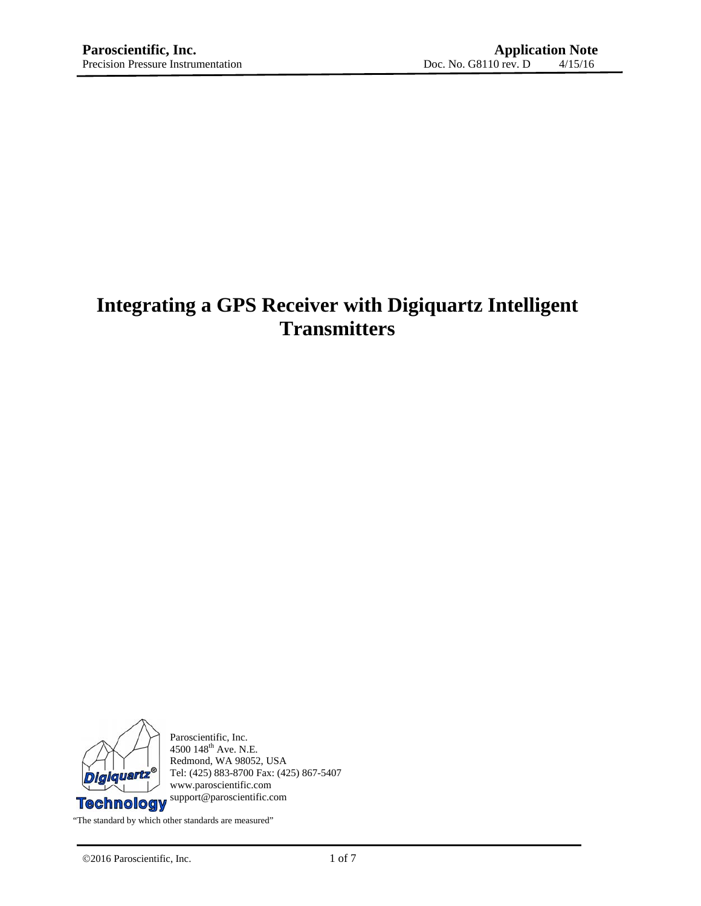**Paroscientific, Inc.**
Precision Pressure Instrumentation

**Application Note**
Doc. No. G8110 rev. D 4/15/16

# Integrating a GPS Receiver with Digiquartz Intelligent Transmitters

Paroscientific, Inc.
4500 148th Ave. N.E.
Redmond, WA 98052, USA
Tel: (425) 883-8700 Fax: (425) 867-5407
www.paroscientific.com
support@paroscientific.com

“The standard by which other standards are measured”

©2016 Paroscientific, Inc.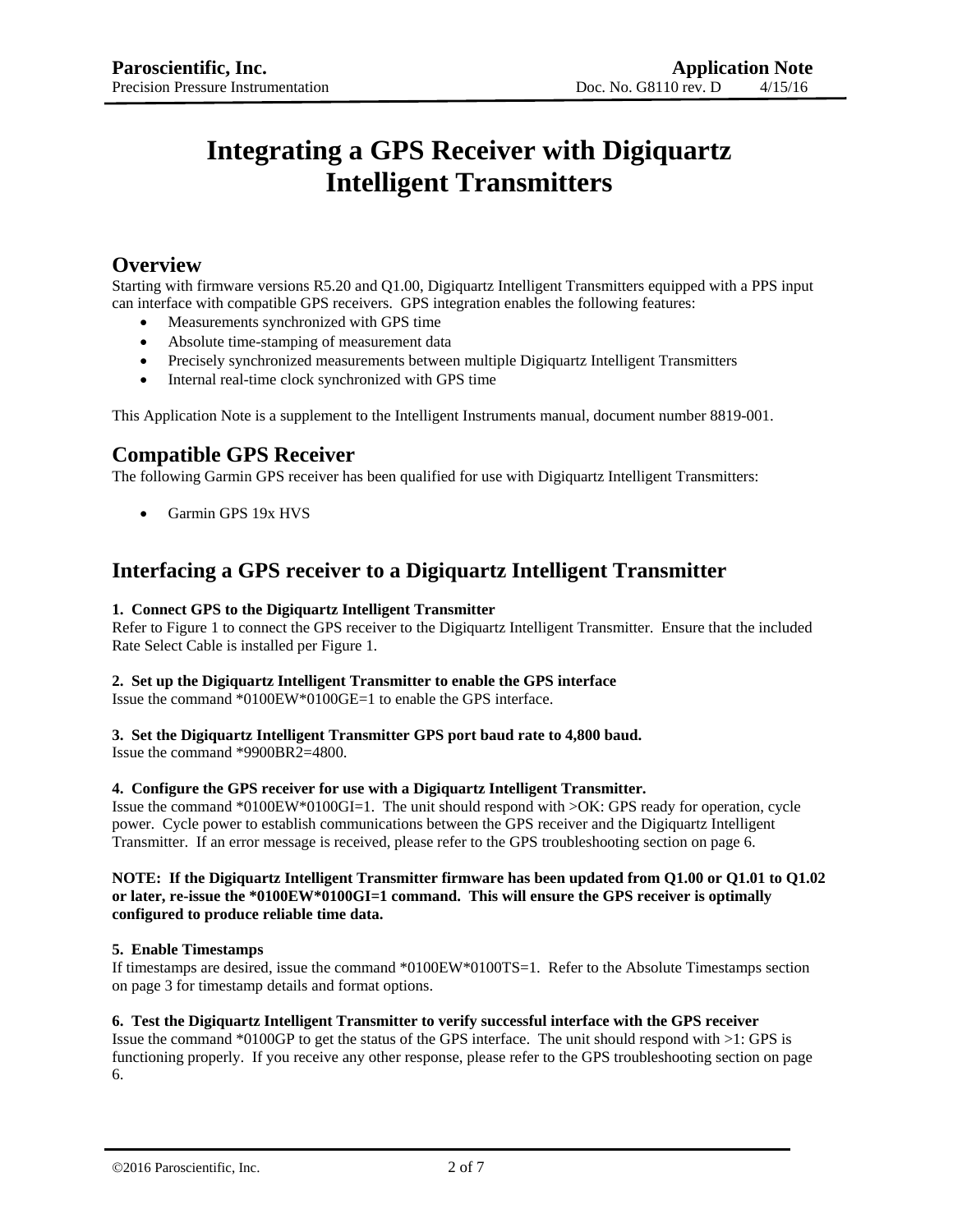# Integrating a GPS Receiver with Digiquartz Intelligent Transmitters

## Overview

Starting with firmware versions R5.20 and Q1.00, Digiquartz Intelligent Transmitters equipped with a PPS input can interface with compatible GPS receivers. GPS integration enables the following features:

- Measurements synchronized with GPS time
- Absolute time-stamping of measurement data
- Precisely synchronized measurements between multiple Digiquartz Intelligent Transmitters
- Internal real-time clock synchronized with GPS time

This Application Note is a supplement to the Intelligent Instruments manual, document number 8819-001.

## Compatible GPS Receiver

The following Garmin GPS receiver has been qualified for use with Digiquartz Intelligent Transmitters:

- Garmin GPS 19x HVS

## Interfacing a GPS receiver to a Digiquartz Intelligent Transmitter

**1. Connect GPS to the Digiquartz Intelligent Transmitter**

Refer to Figure 1 to connect the GPS receiver to the Digiquartz Intelligent Transmitter. Ensure that the included Rate Select Cable is installed per Figure 1.

**2. Set up the Digiquartz Intelligent Transmitter to enable the GPS interface**

Issue the command *0100EW*0100GE=1 to enable the GPS interface.

**3. Set the Digiquartz Intelligent Transmitter GPS port baud rate to 4,800 baud.**

Issue the command *9900BR2=4800.

**4. Configure the GPS receiver for use with a Digiquartz Intelligent Transmitter.**

Issue the command *0100EW*0100GI=1. The unit should respond with >OK: GPS ready for operation, cycle power. Cycle power to establish communications between the GPS receiver and the Digiquartz Intelligent Transmitter. If an error message is received, please refer to the GPS troubleshooting section on page 6.

**NOTE: If the Digiquartz Intelligent Transmitter firmware has been updated from Q1.00 or Q1.01 to Q1.02 or later, re-issue the *0100EW*0100GI=1 command. This will ensure the GPS receiver is optimally configured to produce reliable time data.**

**5. Enable Timestamps**

If timestamps are desired, issue the command *0100EW*0100TS=1. Refer to the Absolute Timestamps section on page 3 for timestamp details and format options.

**6. Test the Digiquartz Intelligent Transmitter to verify successful interface with the GPS receiver**

Issue the command *0100GP to get the status of the GPS interface. The unit should respond with >1: GPS is functioning properly. If you receive any other response, please refer to the GPS troubleshooting section on page 6.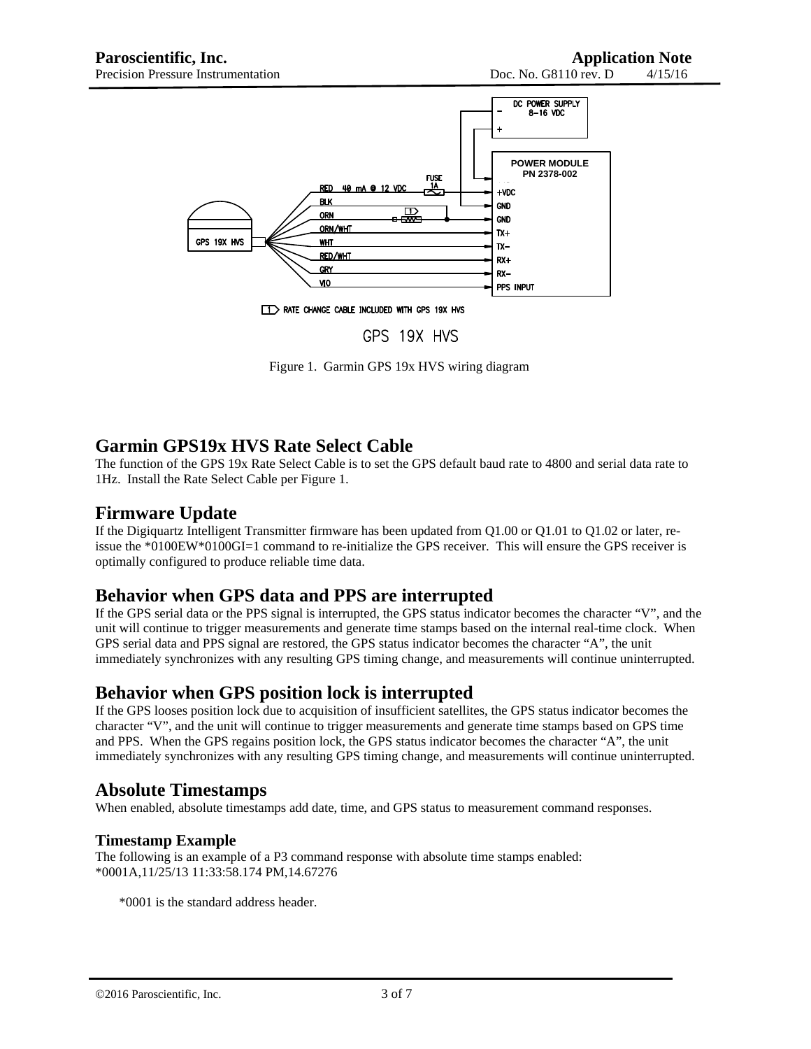Figure 1. Garmin GPS 19x HVS wiring diagram

## Garmin GPS19x HVS Rate Select Cable

The function of the GPS 19x Rate Select Cable is to set the GPS default baud rate to 4800 and serial data rate to 1Hz. Install the Rate Select Cable per Figure 1.

## Firmware Update

If the Digiquartz Intelligent Transmitter firmware has been updated from Q1.00 or Q1.01 to Q1.02 or later, re-issue the *0100EW*0100GI=1 command to re-initialize the GPS receiver. This will ensure the GPS receiver is optimally configured to produce reliable time data.

## Behavior when GPS data and PPS are interrupted

If the GPS serial data or the PPS signal is interrupted, the GPS status indicator becomes the character "V", and the unit will continue to trigger measurements and generate time stamps based on the internal real-time clock. When GPS serial data and PPS signal are restored, the GPS status indicator becomes the character "A", the unit immediately synchronizes with any resulting GPS timing change, and measurements will continue uninterrupted.

## Behavior when GPS position lock is interrupted

If the GPS looses position lock due to acquisition of insufficient satellites, the GPS status indicator becomes the character "V", and the unit will continue to trigger measurements and generate time stamps based on GPS time and PPS. When the GPS regains position lock, the GPS status indicator becomes the character "A", the unit immediately synchronizes with any resulting GPS timing change, and measurements will continue uninterrupted.

## Absolute Timestamps

When enabled, absolute timestamps add date, time, and GPS status to measurement command responses.

### Timestamp Example

The following is an example of a P3 command response with absolute time stamps enabled:
*0001A,11/25/13 11:33:58.174 PM,14.67276

*0001 is the standard address header.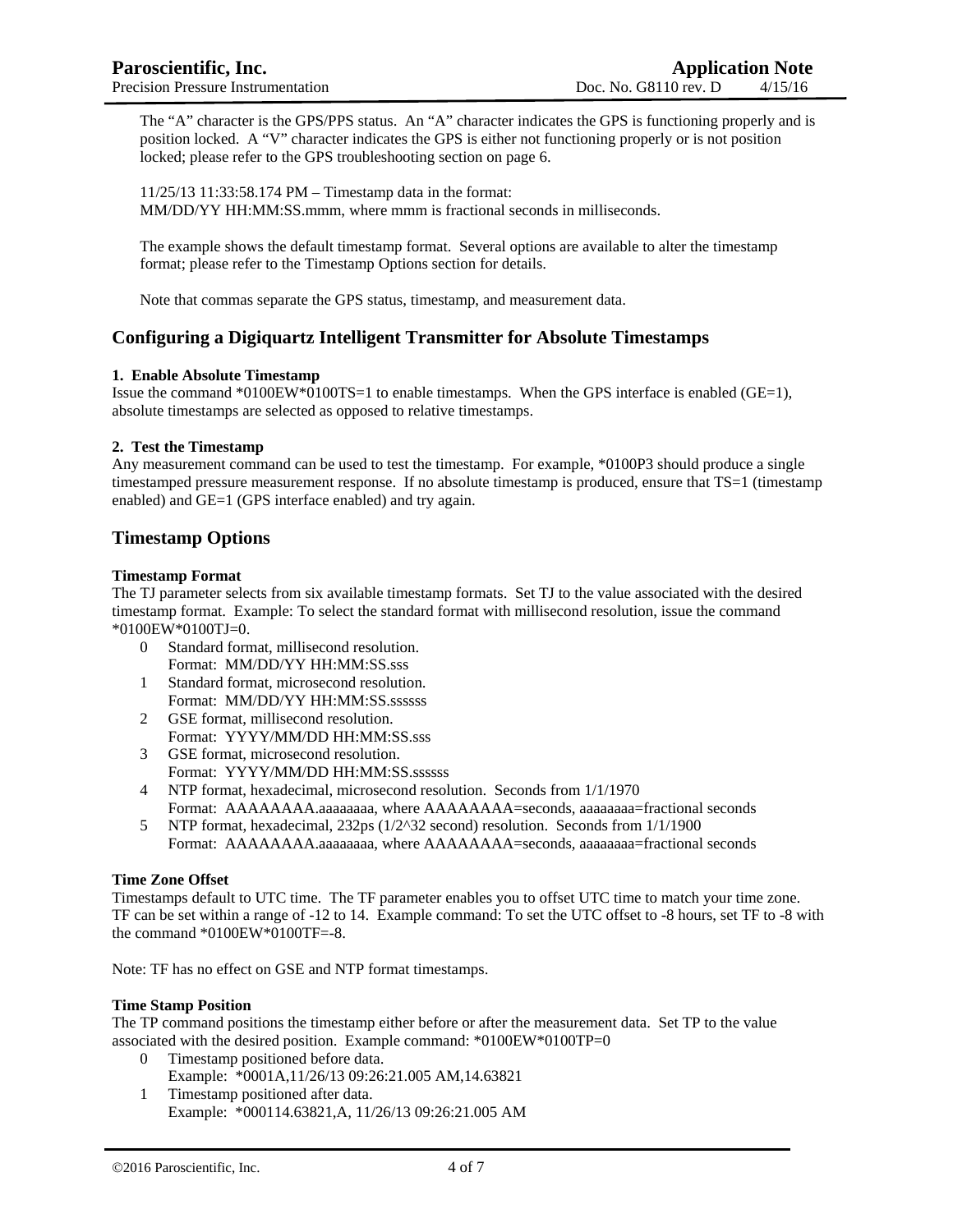The “A” character is the GPS/PPS status. An “A” character indicates the GPS is functioning properly and is position locked. A “V” character indicates the GPS is either not functioning properly or is not position locked; please refer to the GPS troubleshooting section on page 6.

11/25/13 11:33:58.174 PM – Timestamp data in the format:
MM/DD/YY HH:MM:SS.mmm, where mmm is fractional seconds in milliseconds.

The example shows the default timestamp format. Several options are available to alter the timestamp format; please refer to the Timestamp Options section for details.

Note that commas separate the GPS status, timestamp, and measurement data.

## Configuring a Digiquartz Intelligent Transmitter for Absolute Timestamps

**1. Enable Absolute Timestamp**
Issue the command *0100EW*0100TS=1 to enable timestamps. When the GPS interface is enabled (GE=1), absolute timestamps are selected as opposed to relative timestamps.

**2. Test the Timestamp**
Any measurement command can be used to test the timestamp. For example, *0100P3 should produce a single timestamped pressure measurement response. If no absolute timestamp is produced, ensure that TS=1 (timestamp enabled) and GE=1 (GPS interface enabled) and try again.

## Timestamp Options

**Timestamp Format**
The TJ parameter selects from six available timestamp formats. Set TJ to the value associated with the desired timestamp format. Example: To select the standard format with millisecond resolution, issue the command *0100EW*0100TJ=0.

0. Standard format, millisecond resolution.
   Format: MM/DD/YY HH:MM:SS.sss
1. Standard format, microsecond resolution.
   Format: MM/DD/YY HH:MM:SS.ssssss
2. GSE format, millisecond resolution.
   Format: YYYY/MM/DD HH:MM:SS.sss
3. GSE format, microsecond resolution.
   Format: YYYY/MM/DD HH:MM:SS.ssssss
4. NTP format, hexadecimal, microsecond resolution. Seconds from 1/1/1970
   Format: AAAAAAAA.aaaaaaaa, where AAAAAAAA=seconds, aaaaaaaa=fractional seconds
5. NTP format, hexadecimal, 232ps (1/2^32 second) resolution. Seconds from 1/1/1900
   Format: AAAAAAAA.aaaaaaaa, where AAAAAAAA=seconds, aaaaaaaa=fractional seconds

**Time Zone Offset**
Timestamps default to UTC time. The TF parameter enables you to offset UTC time to match your time zone. TF can be set within a range of -12 to 14. Example command: To set the UTC offset to -8 hours, set TF to -8 with the command *0100EW*0100TF=-8.

Note: TF has no effect on GSE and NTP format timestamps.

**Time Stamp Position**
The TP command positions the timestamp either before or after the measurement data. Set TP to the value associated with the desired position. Example command: *0100EW*0100TP=0

0. Timestamp positioned before data.
   Example: *0001A,11/26/13 09:26:21.005 AM,14.63821
1. Timestamp positioned after data.
   Example: *000114.63821,A, 11/26/13 09:26:21.005 AM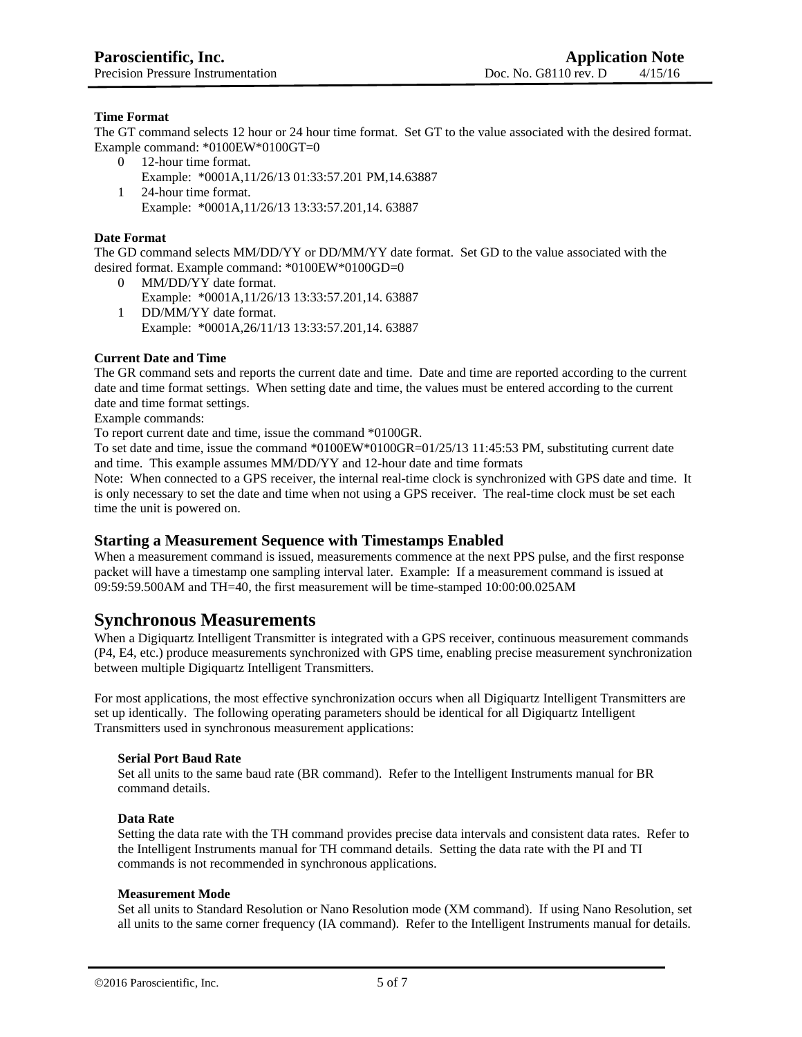**Time Format**

The GT command selects 12 hour or 24 hour time format. Set GT to the value associated with the desired format. Example command: *0100EW*0100GT=0

0 12-hour time format.
  Example: *0001A,11/26/13 01:33:57.201 PM,14.63887

1 24-hour time format.
  Example: *0001A,11/26/13 13:33:57.201,14. 63887

**Date Format**

The GD command selects MM/DD/YY or DD/MM/YY date format. Set GD to the value associated with the desired format. Example command: *0100EW*0100GD=0

0 MM/DD/YY date format.
  Example: *0001A,11/26/13 13:33:57.201,14. 63887

1 DD/MM/YY date format.
  Example: *0001A,26/11/13 13:33:57.201,14. 63887

**Current Date and Time**

The GR command sets and reports the current date and time. Date and time are reported according to the current date and time format settings. When setting date and time, the values must be entered according to the current date and time format settings.

Example commands:

To report current date and time, issue the command *0100GR.

To set date and time, issue the command *0100EW*0100GR=01/25/13 11:45:53 PM, substituting current date and time. This example assumes MM/DD/YY and 12-hour date and time formats

Note: When connected to a GPS receiver, the internal real-time clock is synchronized with GPS date and time. It is only necessary to set the date and time when not using a GPS receiver. The real-time clock must be set each time the unit is powered on.

## Starting a Measurement Sequence with Timestamps Enabled

When a measurement command is issued, measurements commence at the next PPS pulse, and the first response packet will have a timestamp one sampling interval later. Example: If a measurement command is issued at 09:59:59.500AM and TH=40, the first measurement will be time-stamped 10:00:00.025AM

# Synchronous Measurements

When a Digiquartz Intelligent Transmitter is integrated with a GPS receiver, continuous measurement commands (P4, E4, etc.) produce measurements synchronized with GPS time, enabling precise measurement synchronization between multiple Digiquartz Intelligent Transmitters.

For most applications, the most effective synchronization occurs when all Digiquartz Intelligent Transmitters are set up identically. The following operating parameters should be identical for all Digiquartz Intelligent Transmitters used in synchronous measurement applications:

**Serial Port Baud Rate**

Set all units to the same baud rate (BR command). Refer to the Intelligent Instruments manual for BR command details.

**Data Rate**

Setting the data rate with the TH command provides precise data intervals and consistent data rates. Refer to the Intelligent Instruments manual for TH command details. Setting the data rate with the PI and TI commands is not recommended in synchronous applications.

**Measurement Mode**

Set all units to Standard Resolution or Nano Resolution mode (XM command). If using Nano Resolution, set all units to the same corner frequency (IA command). Refer to the Intelligent Instruments manual for details.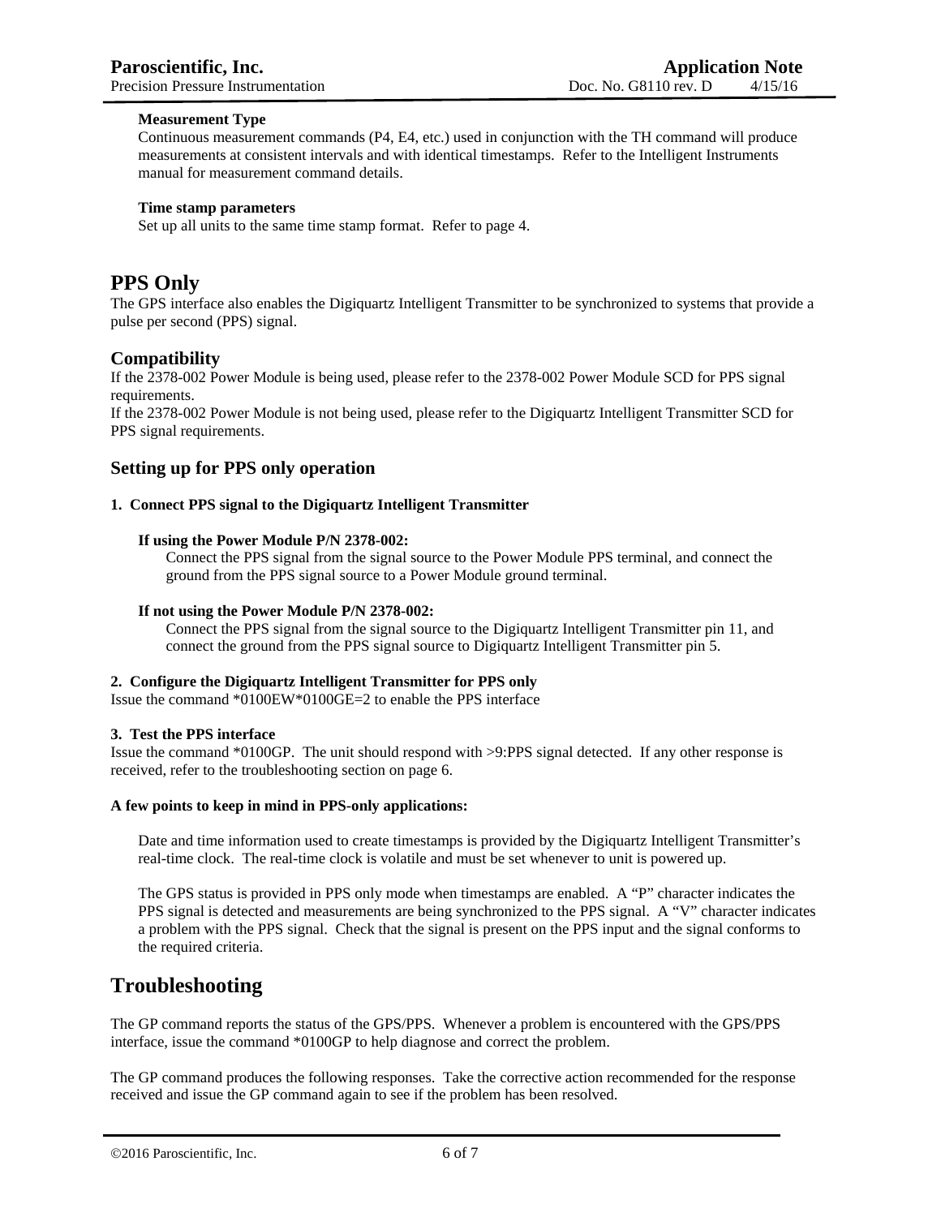**Measurement Type**

Continuous measurement commands (P4, E4, etc.) used in conjunction with the TH command will produce measurements at consistent intervals and with identical timestamps. Refer to the Intelligent Instruments manual for measurement command details.

**Time stamp parameters**

Set up all units to the same time stamp format. Refer to page 4.

# PPS Only

The GPS interface also enables the Digiquartz Intelligent Transmitter to be synchronized to systems that provide a pulse per second (PPS) signal.

## Compatibility

If the 2378-002 Power Module is being used, please refer to the 2378-002 Power Module SCD for PPS signal requirements.
If the 2378-002 Power Module is not being used, please refer to the Digiquartz Intelligent Transmitter SCD for PPS signal requirements.

## Setting up for PPS only operation

**1. Connect PPS signal to the Digiquartz Intelligent Transmitter**

**If using the Power Module P/N 2378-002:**

Connect the PPS signal from the signal source to the Power Module PPS terminal, and connect the ground from the PPS signal source to a Power Module ground terminal.

**If not using the Power Module P/N 2378-002:**

Connect the PPS signal from the signal source to the Digiquartz Intelligent Transmitter pin 11, and connect the ground from the PPS signal source to Digiquartz Intelligent Transmitter pin 5.

**2. Configure the Digiquartz Intelligent Transmitter for PPS only**

Issue the command *0100EW*0100GE=2 to enable the PPS interface

**3. Test the PPS interface**

Issue the command *0100GP. The unit should respond with >9:PPS signal detected. If any other response is received, refer to the troubleshooting section on page 6.

**A few points to keep in mind in PPS-only applications:**

Date and time information used to create timestamps is provided by the Digiquartz Intelligent Transmitter's real-time clock. The real-time clock is volatile and must be set whenever to unit is powered up.

The GPS status is provided in PPS only mode when timestamps are enabled. A "P" character indicates the PPS signal is detected and measurements are being synchronized to the PPS signal. A "V" character indicates a problem with the PPS signal. Check that the signal is present on the PPS input and the signal conforms to the required criteria.

# Troubleshooting

The GP command reports the status of the GPS/PPS. Whenever a problem is encountered with the GPS/PPS interface, issue the command *0100GP to help diagnose and correct the problem.

The GP command produces the following responses. Take the corrective action recommended for the response received and issue the GP command again to see if the problem has been resolved.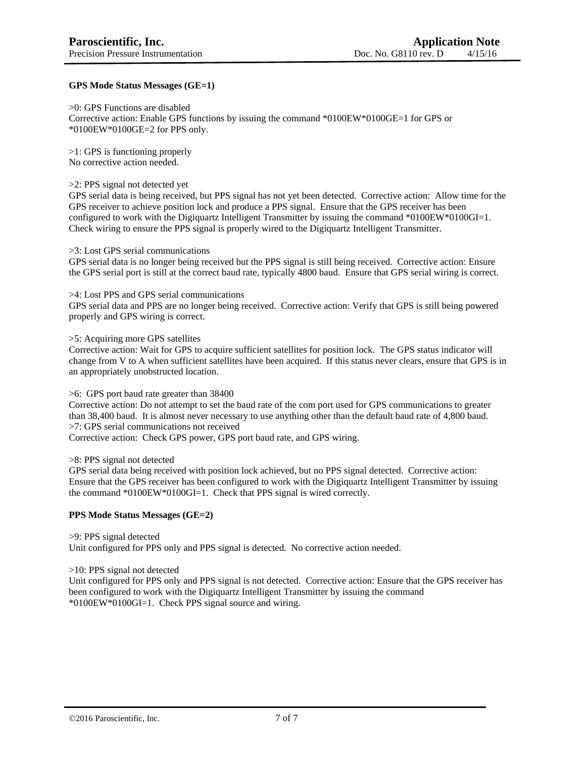**GPS Mode Status Messages (GE=1)**

>0: GPS Functions are disabled
Corrective action: Enable GPS functions by issuing the command *0100EW*0100GE=1 for GPS or *0100EW*0100GE=2 for PPS only.

>1: GPS is functioning properly
No corrective action needed.

>2: PPS signal not detected yet
GPS serial data is being received, but PPS signal has not yet been detected. Corrective action: Allow time for the GPS receiver to achieve position lock and produce a PPS signal. Ensure that the GPS receiver has been configured to work with the Digiquartz Intelligent Transmitter by issuing the command *0100EW*0100GI=1. Check wiring to ensure the PPS signal is properly wired to the Digiquartz Intelligent Transmitter.

>3: Lost GPS serial communications
GPS serial data is no longer being received but the PPS signal is still being received. Corrective action: Ensure the GPS serial port is still at the correct baud rate, typically 4800 baud. Ensure that GPS serial wiring is correct.

>4: Lost PPS and GPS serial communications
GPS serial data and PPS are no longer being received. Corrective action: Verify that GPS is still being powered properly and GPS wiring is correct.

>5: Acquiring more GPS satellites
Corrective action: Wait for GPS to acquire sufficient satellites for position lock. The GPS status indicator will change from V to A when sufficient satellites have been acquired. If this status never clears, ensure that GPS is in an appropriately unobstructed location.

>6: GPS port baud rate greater than 38400
Corrective action: Do not attempt to set the baud rate of the com port used for GPS communications to greater than 38,400 baud. It is almost never necessary to use anything other than the default baud rate of 4,800 baud.
>7: GPS serial communications not received
Corrective action: Check GPS power, GPS port baud rate, and GPS wiring.

>8: PPS signal not detected
GPS serial data being received with position lock achieved, but no PPS signal detected. Corrective action: Ensure that the GPS receiver has been configured to work with the Digiquartz Intelligent Transmitter by issuing the command *0100EW*0100GI=1. Check that PPS signal is wired correctly.

**PPS Mode Status Messages (GE=2)**

>9: PPS signal detected
Unit configured for PPS only and PPS signal is detected. No corrective action needed.

>10: PPS signal not detected
Unit configured for PPS only and PPS signal is not detected. Corrective action: Ensure that the GPS receiver has been configured to work with the Digiquartz Intelligent Transmitter by issuing the command *0100EW*0100GI=1. Check PPS signal source and wiring.